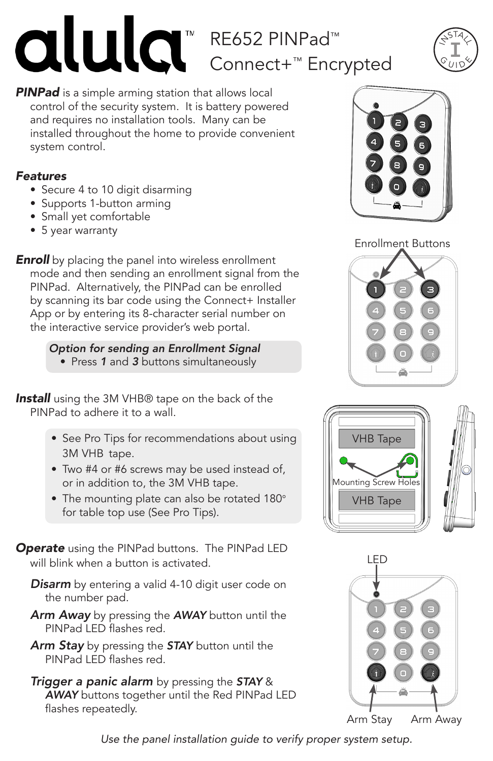# alula™ RE652 PINPad™ Connect+™ Encrypted

***PINPad*** is a simple arming station that allows local control of the security system. It is battery powered and requires no installation tools. Many can be installed throughout the home to provide convenient system control.

***Features***

- Secure 4 to 10 digit disarming
- Supports 1-button arming
- Small yet comfortable
- 5 year warranty

***Enroll*** by placing the panel into wireless enrollment mode and then sending an enrollment signal from the PINPad. Alternatively, the PINPad can be enrolled by scanning its bar code using the Connect+ Installer App or by entering its 8-character serial number on the interactive service provider's web portal.

> *Option for sending an Enrollment Signal*
> - Press ***1*** and ***3*** buttons simultaneously

Enrollment Buttons

***Install*** using the 3M VHB® tape on the back of the PINPad to adhere it to a wall.

> - See Pro Tips for recommendations about using 3M VHB tape.
> - Two #4 or #6 screws may be used instead of, or in addition to, the 3M VHB tape.
> - The mounting plate can also be rotated 180° for table top use (See Pro Tips).

VHB Tape

Mounting Screw Holes

VHB Tape

***Operate*** using the PINPad buttons. The PINPad LED will blink when a button is activated.

***Disarm*** by entering a valid 4-10 digit user code on the number pad.

***Arm Away*** by pressing the ***AWAY*** button until the PINPad LED flashes red.

***Arm Stay*** by pressing the ***STAY*** button until the PINPad LED flashes red.

***Trigger a panic alarm*** by pressing the ***STAY*** & ***AWAY*** buttons together until the Red PINPad LED flashes repeatedly.

LED

Arm Stay

Arm Away

*Use the panel installation guide to verify proper system setup.*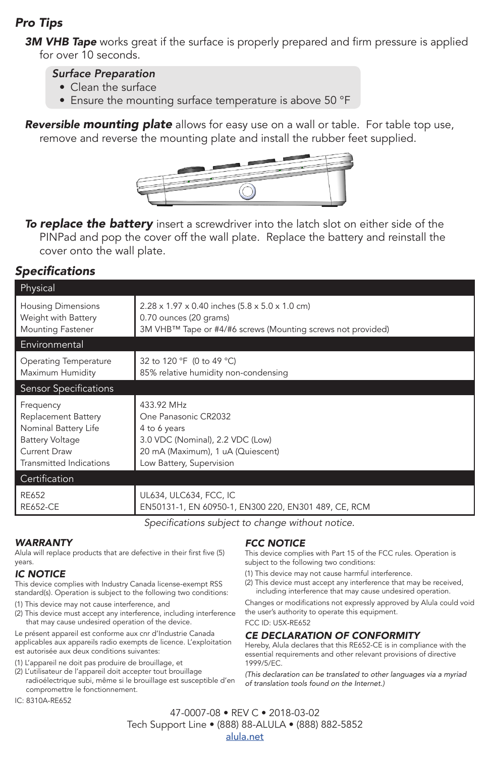## *Pro Tips*

***3M VHB Tape*** works great if the surface is properly prepared and firm pressure is applied for over 10 seconds.

*Surface Preparation*

- Clean the surface
- Ensure the mounting surface temperature is above 50 °F

***Reversible mounting plate*** allows for easy use on a wall or table. For table top use, remove and reverse the mounting plate and install the rubber feet supplied.

***To replace the battery*** insert a screwdriver into the latch slot on either side of the PINPad and pop the cover off the wall plate. Replace the battery and reinstall the cover onto the wall plate.

## *Specifications*

| | |
|---|---|
| **Physical** | |
| Housing Dimensions | 2.28 x 1.97 x 0.40 inches (5.8 x 5.0 x 1.0 cm) |
| Weight with Battery | 0.70 ounces (20 grams) |
| Mounting Fastener | 3M VHB™ Tape or #4/#6 screws (Mounting screws not provided) |
| **Environmental** | |
| Operating Temperature | 32 to 120 °F (0 to 49 °C) |
| Maximum Humidity | 85% relative humidity non-condensing |
| **Sensor Specifications** | |
| Frequency | 433.92 MHz |
| Replacement Battery | One Panasonic CR2032 |
| Nominal Battery Life | 4 to 6 years |
| Battery Voltage | 3.0 VDC (Nominal), 2.2 VDC (Low) |
| Current Draw | 20 mA (Maximum), 1 uA (Quiescent) |
| Transmitted Indications | Low Battery, Supervision |
| **Certification** | |
| RE652 | UL634, ULC634, FCC, IC |
| RE652-CE | EN50131-1, EN 60950-1, EN300 220, EN301 489, CE, RCM |

*Specifications subject to change without notice.*

### *WARRANTY*

Alula will replace products that are defective in their first five (5) years.

### *IC NOTICE*

This device complies with Industry Canada license-exempt RSS standard(s). Operation is subject to the following two conditions:

(1) This device may not cause interference, and
(2) This device must accept any interference, including interference that may cause undesired operation of the device.

Le présent appareil est conforme aux cnr d'Industrie Canada applicables aux appareils radio exempts de licence. L'exploitation est autorisée aux deux conditions suivantes:

(1) L'appareil ne doit pas produire de brouillage, et
(2) L'utilisateur de l'appareil doit accepter tout brouillage radioélectrique subi, même si le brouillage est susceptible d'en compromettre le fonctionnement.

IC: 8310A-RE652

### *FCC NOTICE*

This device complies with Part 15 of the FCC rules. Operation is subject to the following two conditions:

(1) This device may not cause harmful interference.
(2) This device must accept any interference that may be received, including interference that may cause undesired operation.

Changes or modifications not expressly approved by Alula could void the user's authority to operate this equipment.

FCC ID: U5X-RE652

### *CE DECLARATION OF CONFORMITY*

Hereby, Alula declares that this RE652-CE is in compliance with the essential requirements and other relevant provisions of directive 1999/5/EC.

*(This declaration can be translated to other languages via a myriad of translation tools found on the Internet.)*

47-0007-08 • REV C • 2018-03-02
Tech Support Line • (888) 88-ALULA • (888) 882-5852
alula.net